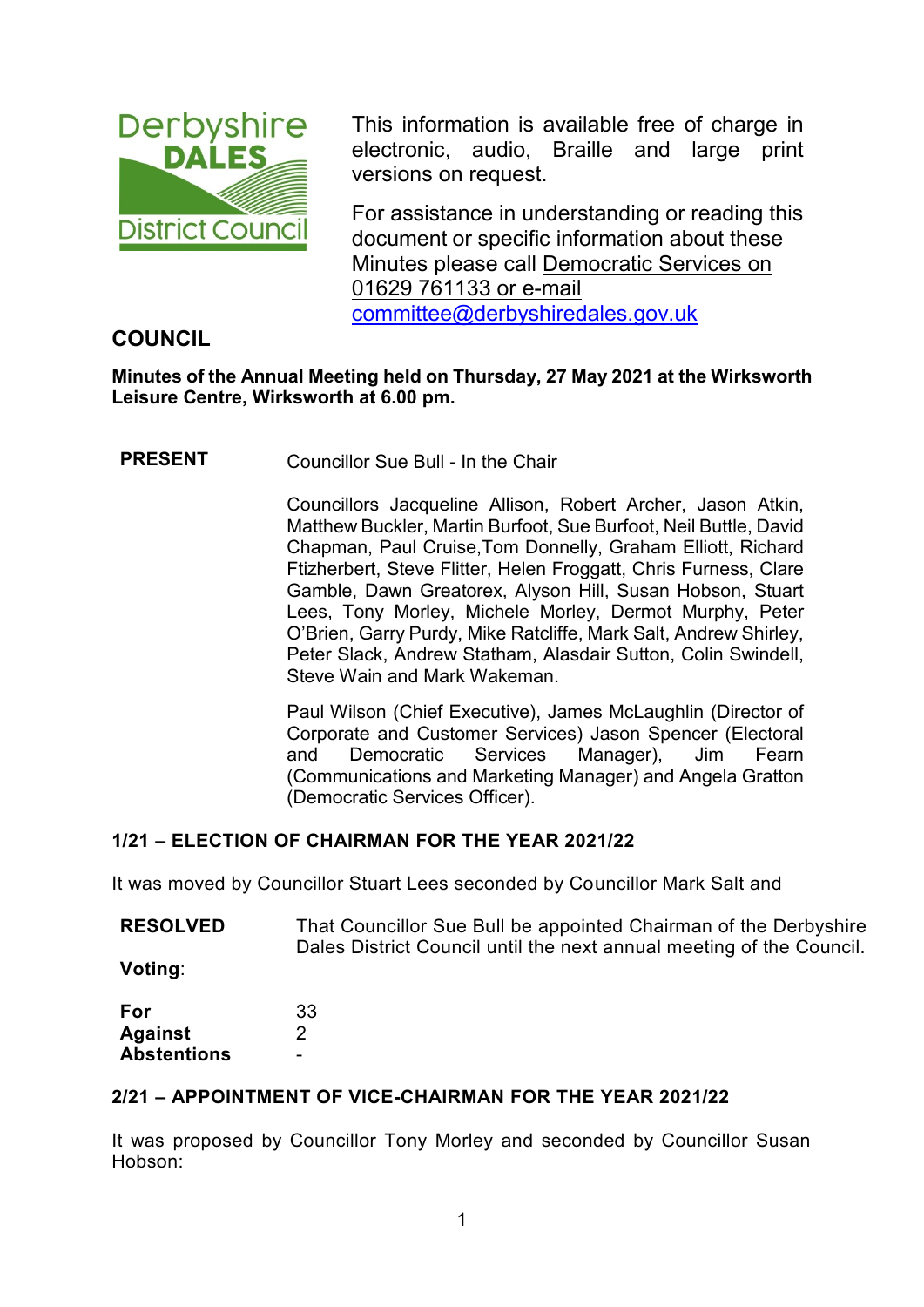This information is available free of charge in electronic, audio, Braille and large print versions on request.

For assistance in understanding or reading this document or specific information about these Minutes please call Democratic Services on 01629 761133 or e-mail committee@derbyshiredales.gov.uk

# COUNCIL

**Minutes of the Annual Meeting held on Thursday, 27 May 2021 at the Wirksworth Leisure Centre, Wirksworth at 6.00 pm.**

**PRESENT** Councillor Sue Bull - In the Chair

Councillors Jacqueline Allison, Robert Archer, Jason Atkin, Matthew Buckler, Martin Burfoot, Sue Burfoot, Neil Buttle, David Chapman, Paul Cruise,Tom Donnelly, Graham Elliott, Richard Ftizherbert, Steve Flitter, Helen Froggatt, Chris Furness, Clare Gamble, Dawn Greatorex, Alyson Hill, Susan Hobson, Stuart Lees, Tony Morley, Michele Morley, Dermot Murphy, Peter O'Brien, Garry Purdy, Mike Ratcliffe, Mark Salt, Andrew Shirley, Peter Slack, Andrew Statham, Alasdair Sutton, Colin Swindell, Steve Wain and Mark Wakeman.

Paul Wilson (Chief Executive), James McLaughlin (Director of Corporate and Customer Services) Jason Spencer (Electoral and Democratic Services Manager), Jim Fearn (Communications and Marketing Manager) and Angela Gratton (Democratic Services Officer).

## 1/21 – ELECTION OF CHAIRMAN FOR THE YEAR 2021/22

It was moved by Councillor Stuart Lees seconded by Councillor Mark Salt and

**RESOLVED** That Councillor Sue Bull be appointed Chairman of the Derbyshire Dales District Council until the next annual meeting of the Council.

**Voting**:

**For** 33
**Against** 2
**Abstentions** -

## 2/21 – APPOINTMENT OF VICE-CHAIRMAN FOR THE YEAR 2021/22

It was proposed by Councillor Tony Morley and seconded by Councillor Susan Hobson: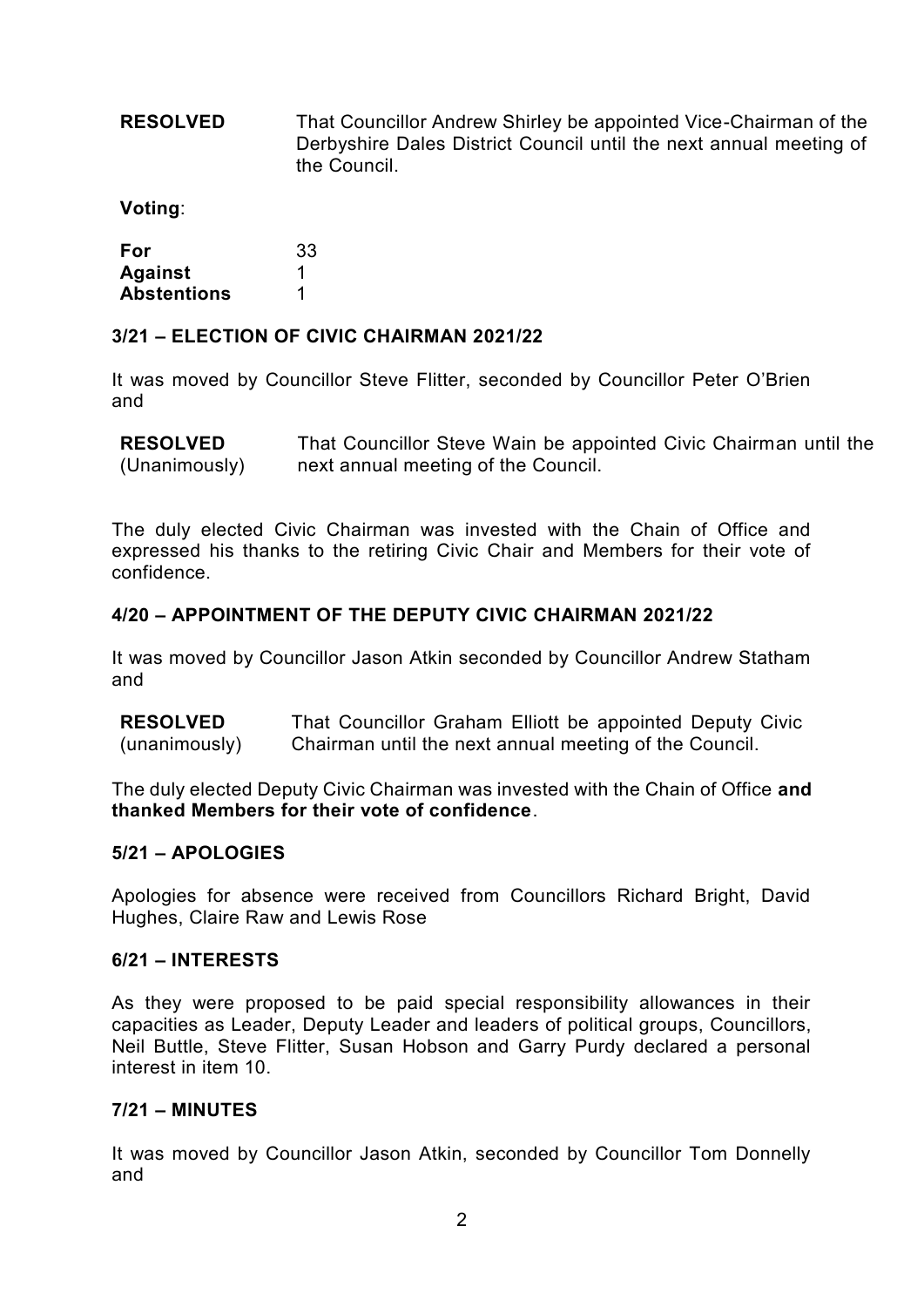**RESOLVED** That Councillor Andrew Shirley be appointed Vice-Chairman of the Derbyshire Dales District Council until the next annual meeting of the Council.

**Voting**:

| | |
|---|---|
| **For** | 33 |
| **Against** | 1 |
| **Abstentions** | 1 |

### 3/21 – ELECTION OF CIVIC CHAIRMAN 2021/22

It was moved by Councillor Steve Flitter, seconded by Councillor Peter O'Brien and

**RESOLVED** (Unanimously) That Councillor Steve Wain be appointed Civic Chairman until the next annual meeting of the Council.

The duly elected Civic Chairman was invested with the Chain of Office and expressed his thanks to the retiring Civic Chair and Members for their vote of confidence.

### 4/20 – APPOINTMENT OF THE DEPUTY CIVIC CHAIRMAN 2021/22

It was moved by Councillor Jason Atkin seconded by Councillor Andrew Statham and

**RESOLVED** (unanimously) That Councillor Graham Elliott be appointed Deputy Civic Chairman until the next annual meeting of the Council.

The duly elected Deputy Civic Chairman was invested with the Chain of Office **and thanked Members for their vote of confidence**.

### 5/21 – APOLOGIES

Apologies for absence were received from Councillors Richard Bright, David Hughes, Claire Raw and Lewis Rose

### 6/21 – INTERESTS

As they were proposed to be paid special responsibility allowances in their capacities as Leader, Deputy Leader and leaders of political groups, Councillors, Neil Buttle, Steve Flitter, Susan Hobson and Garry Purdy declared a personal interest in item 10.

### 7/21 – MINUTES

It was moved by Councillor Jason Atkin, seconded by Councillor Tom Donnelly and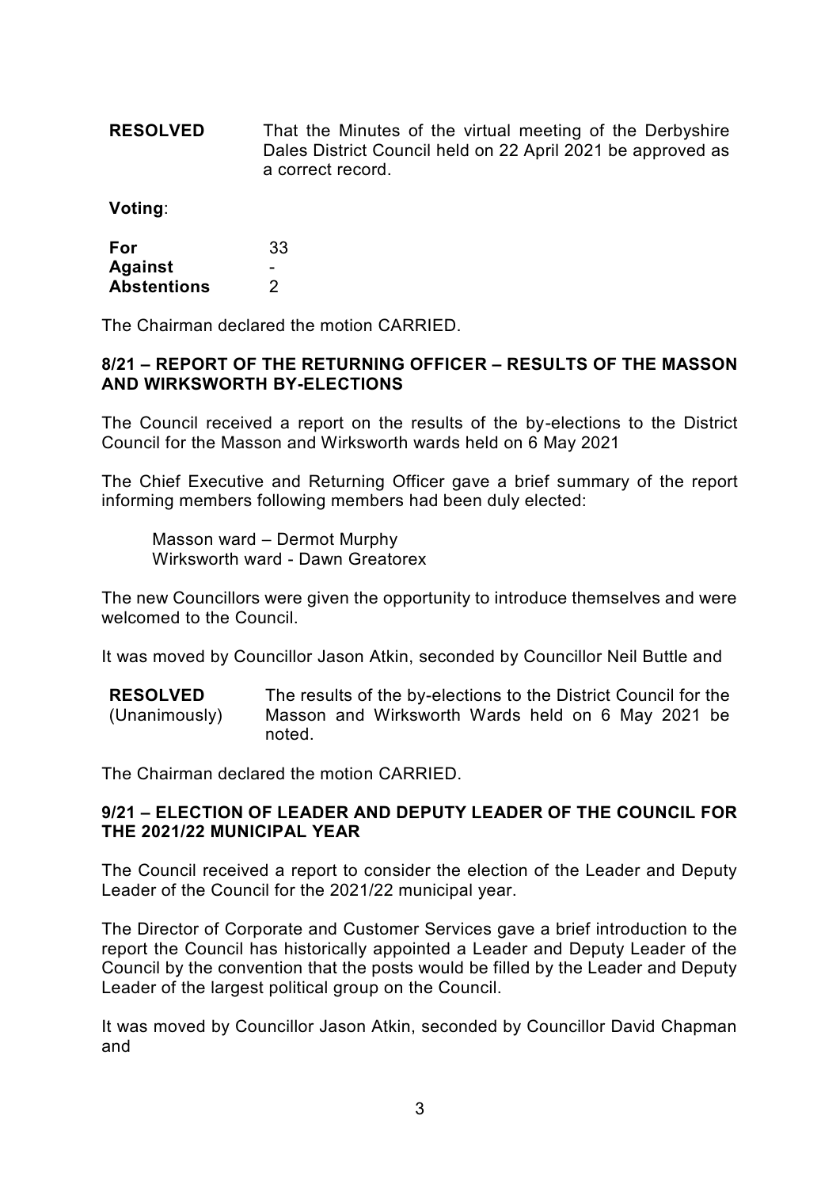| **RESOLVED** | That the Minutes of the virtual meeting of the Derbyshire Dales District Council held on 22 April 2021 be approved as a correct record. |
|---|---|

**Voting**:

| **For** | 33 |
|---|---|
| **Against** | - |
| **Abstentions** | 2 |

The Chairman declared the motion CARRIED.

**8/21 – REPORT OF THE RETURNING OFFICER – RESULTS OF THE MASSON AND WIRKSWORTH BY-ELECTIONS**

The Council received a report on the results of the by-elections to the District Council for the Masson and Wirksworth wards held on 6 May 2021

The Chief Executive and Returning Officer gave a brief summary of the report informing members following members had been duly elected:

Masson ward – Dermot Murphy
Wirksworth ward - Dawn Greatorex

The new Councillors were given the opportunity to introduce themselves and were welcomed to the Council.

It was moved by Councillor Jason Atkin, seconded by Councillor Neil Buttle and

| **RESOLVED** (Unanimously) | The results of the by-elections to the District Council for the Masson and Wirksworth Wards held on 6 May 2021 be noted. |
|---|---|

The Chairman declared the motion CARRIED.

**9/21 – ELECTION OF LEADER AND DEPUTY LEADER OF THE COUNCIL FOR THE 2021/22 MUNICIPAL YEAR**

The Council received a report to consider the election of the Leader and Deputy Leader of the Council for the 2021/22 municipal year.

The Director of Corporate and Customer Services gave a brief introduction to the report the Council has historically appointed a Leader and Deputy Leader of the Council by the convention that the posts would be filled by the Leader and Deputy Leader of the largest political group on the Council.

It was moved by Councillor Jason Atkin, seconded by Councillor David Chapman and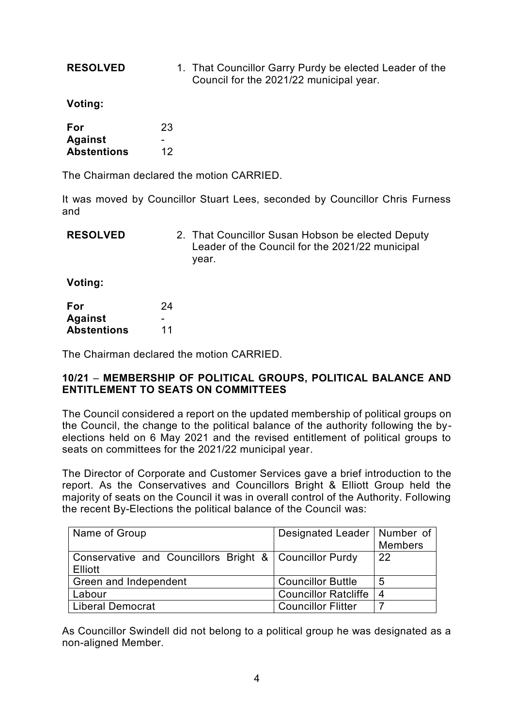**RESOLVED** 1. That Councillor Garry Purdy be elected Leader of the Council for the 2021/22 municipal year.

**Voting:**

| | |
|---|---|
| **For** | 23 |
| **Against** | - |
| **Abstentions** | 12 |

The Chairman declared the motion CARRIED.

It was moved by Councillor Stuart Lees, seconded by Councillor Chris Furness and

**RESOLVED** 2. That Councillor Susan Hobson be elected Deputy Leader of the Council for the 2021/22 municipal year.

**Voting:**

| | |
|---|---|
| **For** | 24 |
| **Against** | - |
| **Abstentions** | 11 |

The Chairman declared the motion CARRIED.

**10/21 – MEMBERSHIP OF POLITICAL GROUPS, POLITICAL BALANCE AND ENTITLEMENT TO SEATS ON COMMITTEES**

The Council considered a report on the updated membership of political groups on the Council, the change to the political balance of the authority following the by-elections held on 6 May 2021 and the revised entitlement of political groups to seats on committees for the 2021/22 municipal year.

The Director of Corporate and Customer Services gave a brief introduction to the report. As the Conservatives and Councillors Bright & Elliott Group held the majority of seats on the Council it was in overall control of the Authority. Following the recent By-Elections the political balance of the Council was:

| Name of Group | Designated Leader | Number of Members |
|---|---|---|
| Conservative and Councillors Bright & Elliott | Councillor Purdy | 22 |
| Green and Independent | Councillor Buttle | 5 |
| Labour | Councillor Ratcliffe | 4 |
| Liberal Democrat | Councillor Flitter | 7 |

As Councillor Swindell did not belong to a political group he was designated as a non-aligned Member.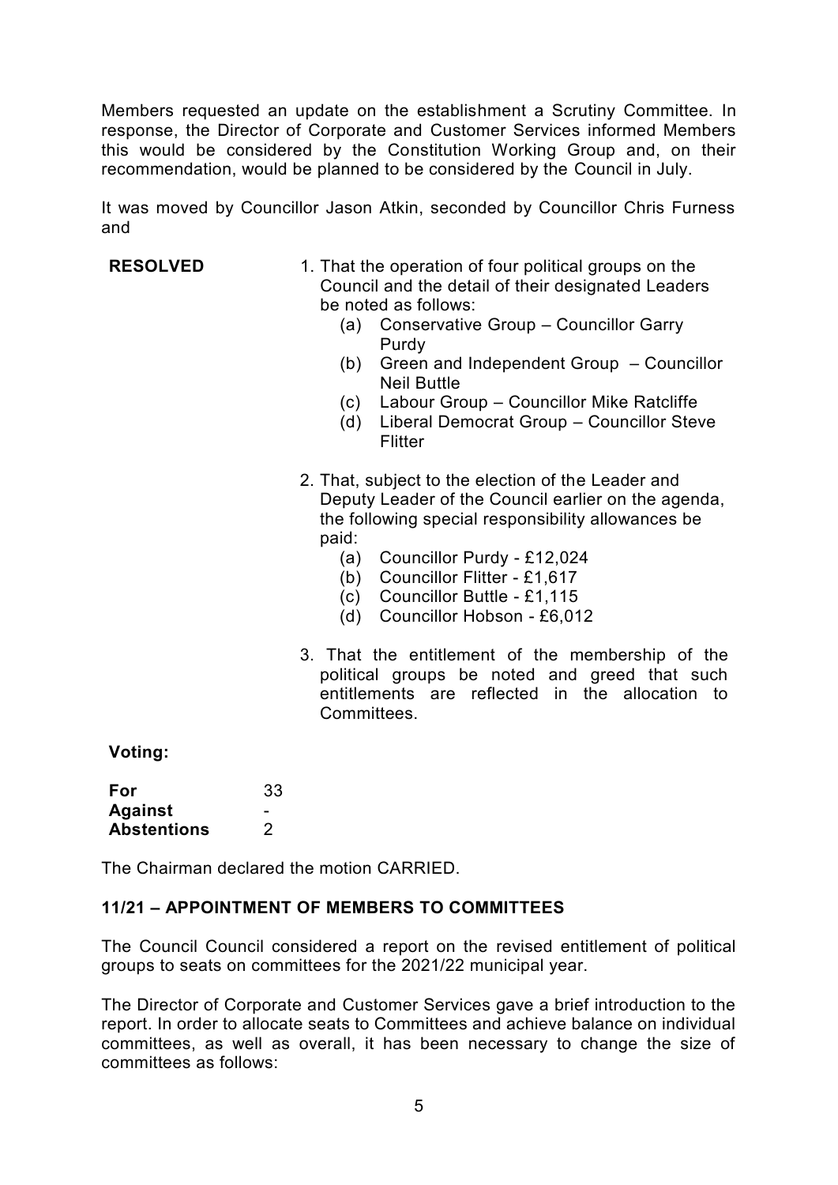Members requested an update on the establishment a Scrutiny Committee. In response, the Director of Corporate and Customer Services informed Members this would be considered by the Constitution Working Group and, on their recommendation, would be planned to be considered by the Council in July.

It was moved by Councillor Jason Atkin, seconded by Councillor Chris Furness and

**RESOLVED**

1. That the operation of four political groups on the Council and the detail of their designated Leaders be noted as follows:
   - (a) Conservative Group – Councillor Garry Purdy
   - (b) Green and Independent Group – Councillor Neil Buttle
   - (c) Labour Group – Councillor Mike Ratcliffe
   - (d) Liberal Democrat Group – Councillor Steve Flitter

2. That, subject to the election of the Leader and Deputy Leader of the Council earlier on the agenda, the following special responsibility allowances be paid:
   - (a) Councillor Purdy - £12,024
   - (b) Councillor Flitter - £1,617
   - (c) Councillor Buttle - £1,115
   - (d) Councillor Hobson - £6,012

3. That the entitlement of the membership of the political groups be noted and greed that such entitlements are reflected in the allocation to Committees.

**Voting:**

| | |
|---|---|
| **For** | 33 |
| **Against** | - |
| **Abstentions** | 2 |

The Chairman declared the motion CARRIED.

## 11/21 – APPOINTMENT OF MEMBERS TO COMMITTEES

The Council Council considered a report on the revised entitlement of political groups to seats on committees for the 2021/22 municipal year.

The Director of Corporate and Customer Services gave a brief introduction to the report. In order to allocate seats to Committees and achieve balance on individual committees, as well as overall, it has been necessary to change the size of committees as follows: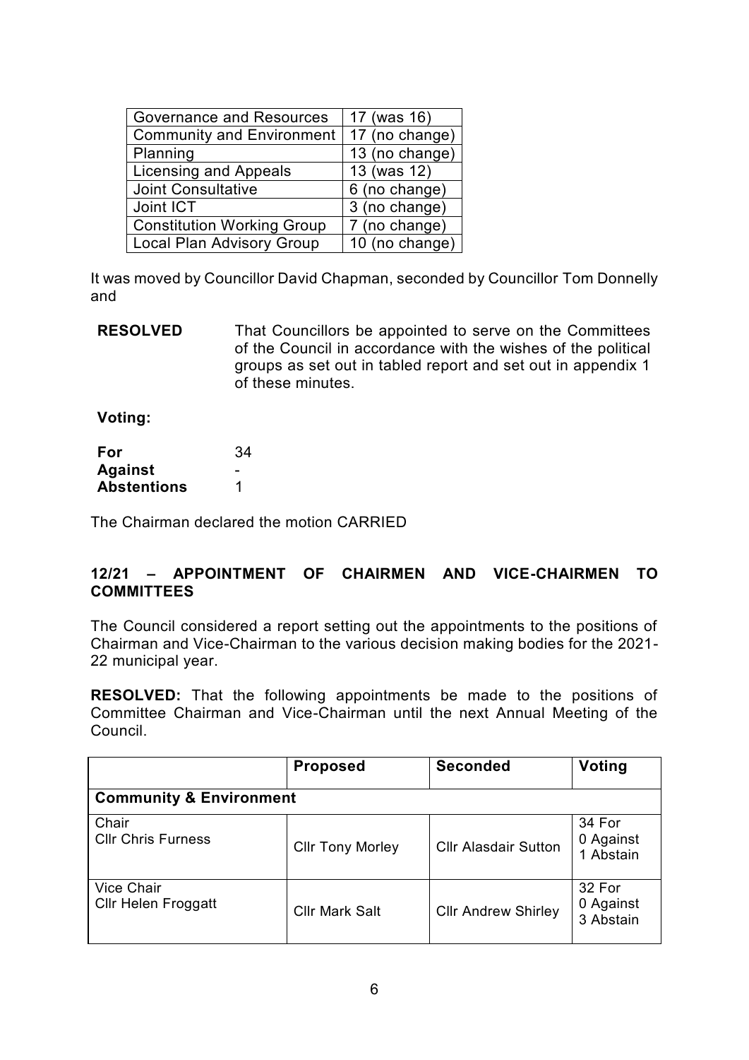| | |
|---|---|
| Governance and Resources | 17 (was 16) |
| Community and Environment | 17 (no change) |
| Planning | 13 (no change) |
| Licensing and Appeals | 13 (was 12) |
| Joint Consultative | 6 (no change) |
| Joint ICT | 3 (no change) |
| Constitution Working Group | 7 (no change) |
| Local Plan Advisory Group | 10 (no change) |

It was moved by Councillor David Chapman, seconded by Councillor Tom Donnelly and

**RESOLVED** That Councillors be appointed to serve on the Committees of the Council in accordance with the wishes of the political groups as set out in tabled report and set out in appendix 1 of these minutes.

**Voting:**

**For** 34
**Against** -
**Abstentions** 1

The Chairman declared the motion CARRIED

## 12/21 – APPOINTMENT OF CHAIRMEN AND VICE-CHAIRMEN TO COMMITTEES

The Council considered a report setting out the appointments to the positions of Chairman and Vice-Chairman to the various decision making bodies for the 2021-22 municipal year.

**RESOLVED:** That the following appointments be made to the positions of Committee Chairman and Vice-Chairman until the next Annual Meeting of the Council.

| | **Proposed** | **Seconded** | **Voting** |
|---|---|---|---|
| **Community & Environment** | | | |
| Chair<br>Cllr Chris Furness | Cllr Tony Morley | Cllr Alasdair Sutton | 34 For<br>0 Against<br>1 Abstain |
| Vice Chair<br>Cllr Helen Froggatt | Cllr Mark Salt | Cllr Andrew Shirley | 32 For<br>0 Against<br>3 Abstain |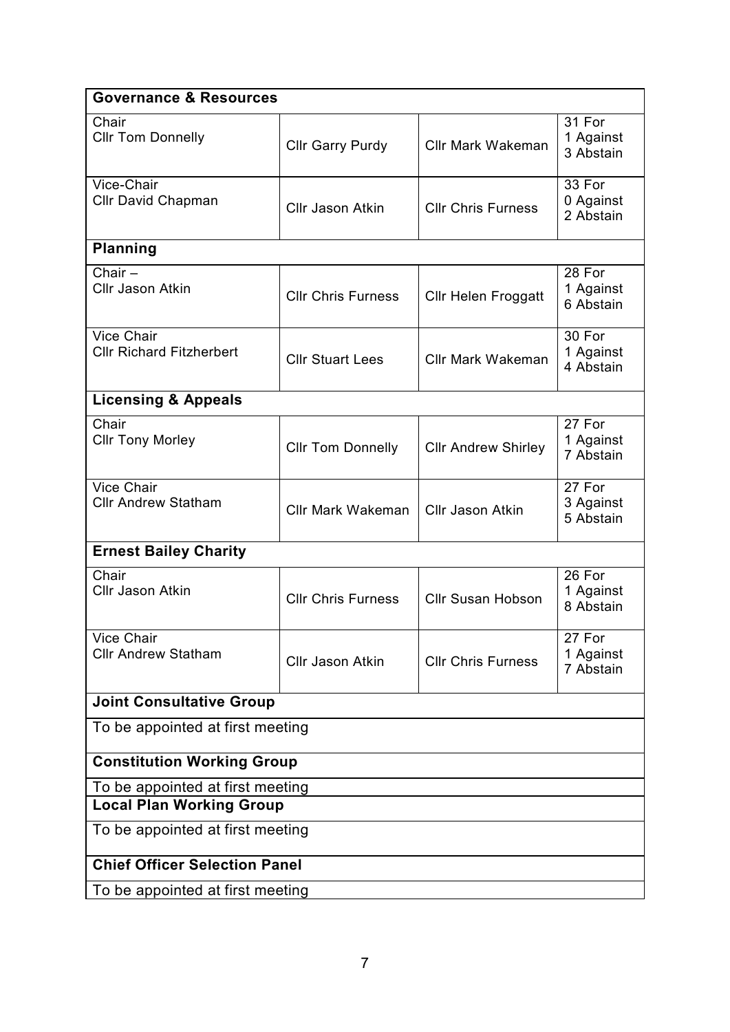| Governance & Resources | | | |
|---|---|---|---|
| Chair<br>Cllr Tom Donnelly | Cllr Garry Purdy | Cllr Mark Wakeman | 31 For<br>1 Against<br>3 Abstain |
| Vice-Chair<br>Cllr David Chapman | Cllr Jason Atkin | Cllr Chris Furness | 33 For<br>0 Against<br>2 Abstain |
| **Planning** | | | |
| Chair –<br>Cllr Jason Atkin | Cllr Chris Furness | Cllr Helen Froggatt | 28 For<br>1 Against<br>6 Abstain |
| Vice Chair<br>Cllr Richard Fitzherbert | Cllr Stuart Lees | Cllr Mark Wakeman | 30 For<br>1 Against<br>4 Abstain |
| **Licensing & Appeals** | | | |
| Chair<br>Cllr Tony Morley | Cllr Tom Donnelly | Cllr Andrew Shirley | 27 For<br>1 Against<br>7 Abstain |
| Vice Chair<br>Cllr Andrew Statham | Cllr Mark Wakeman | Cllr Jason Atkin | 27 For<br>3 Against<br>5 Abstain |
| **Ernest Bailey Charity** | | | |
| Chair<br>Cllr Jason Atkin | Cllr Chris Furness | Cllr Susan Hobson | 26 For<br>1 Against<br>8 Abstain |
| Vice Chair<br>Cllr Andrew Statham | Cllr Jason Atkin | Cllr Chris Furness | 27 For<br>1 Against<br>7 Abstain |
| **Joint Consultative Group** | | | |
| To be appointed at first meeting | | | |
| **Constitution Working Group** | | | |
| To be appointed at first meeting | | | |
| **Local Plan Working Group** | | | |
| To be appointed at first meeting | | | |
| **Chief Officer Selection Panel** | | | |
| To be appointed at first meeting | | | |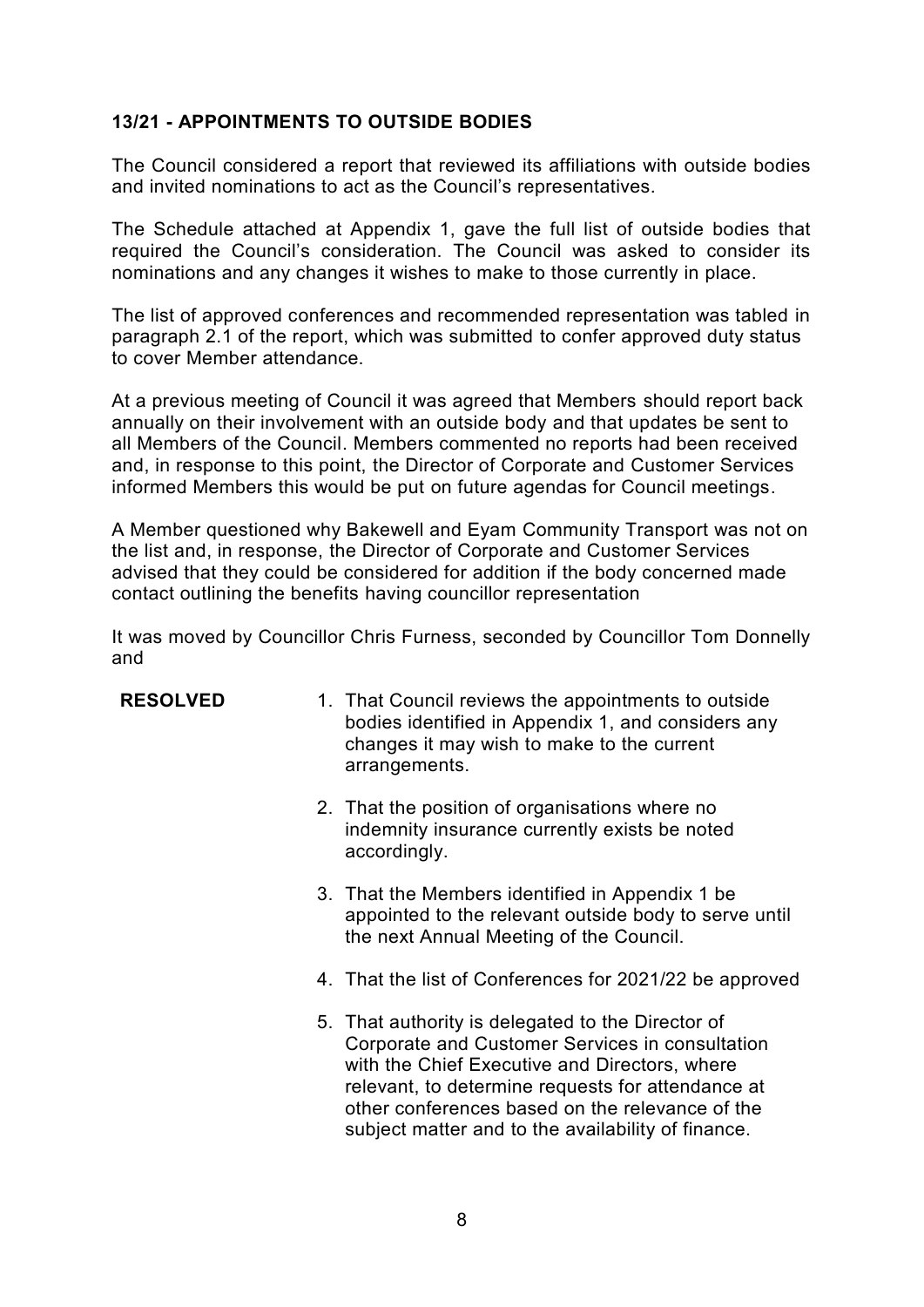**13/21 - APPOINTMENTS TO OUTSIDE BODIES**

The Council considered a report that reviewed its affiliations with outside bodies and invited nominations to act as the Council's representatives.

The Schedule attached at Appendix 1, gave the full list of outside bodies that required the Council's consideration. The Council was asked to consider its nominations and any changes it wishes to make to those currently in place.

The list of approved conferences and recommended representation was tabled in paragraph 2.1 of the report, which was submitted to confer approved duty status to cover Member attendance.

At a previous meeting of Council it was agreed that Members should report back annually on their involvement with an outside body and that updates be sent to all Members of the Council. Members commented no reports had been received and, in response to this point, the Director of Corporate and Customer Services informed Members this would be put on future agendas for Council meetings.

A Member questioned why Bakewell and Eyam Community Transport was not on the list and, in response, the Director of Corporate and Customer Services advised that they could be considered for addition if the body concerned made contact outlining the benefits having councillor representation

It was moved by Councillor Chris Furness, seconded by Councillor Tom Donnelly and

**RESOLVED**

1. That Council reviews the appointments to outside bodies identified in Appendix 1, and considers any changes it may wish to make to the current arrangements.
2. That the position of organisations where no indemnity insurance currently exists be noted accordingly.
3. That the Members identified in Appendix 1 be appointed to the relevant outside body to serve until the next Annual Meeting of the Council.
4. That the list of Conferences for 2021/22 be approved
5. That authority is delegated to the Director of Corporate and Customer Services in consultation with the Chief Executive and Directors, where relevant, to determine requests for attendance at other conferences based on the relevance of the subject matter and to the availability of finance.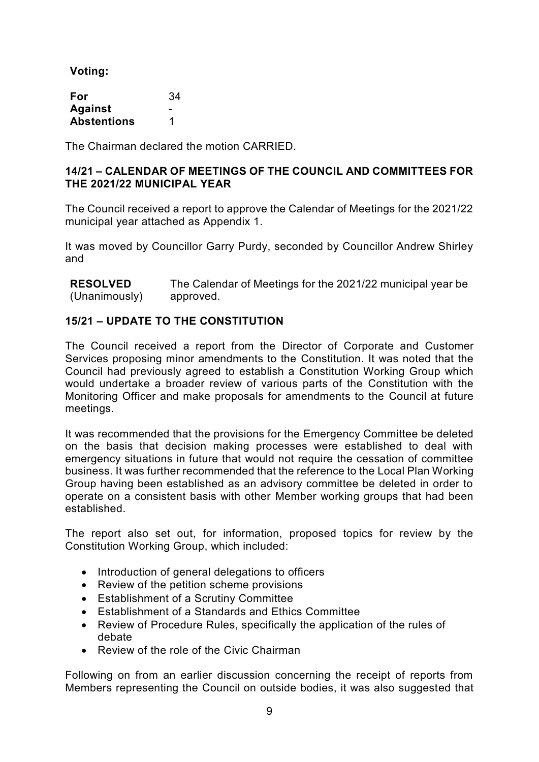**Voting:**

| | |
|---|---|
| **For** | 34 |
| **Against** | - |
| **Abstentions** | 1 |

The Chairman declared the motion CARRIED.

### 14/21 – CALENDAR OF MEETINGS OF THE COUNCIL AND COMMITTEES FOR THE 2021/22 MUNICIPAL YEAR

The Council received a report to approve the Calendar of Meetings for the 2021/22 municipal year attached as Appendix 1.

It was moved by Councillor Garry Purdy, seconded by Councillor Andrew Shirley and

**RESOLVED** (Unanimously) The Calendar of Meetings for the 2021/22 municipal year be approved.

### 15/21 – UPDATE TO THE CONSTITUTION

The Council received a report from the Director of Corporate and Customer Services proposing minor amendments to the Constitution. It was noted that the Council had previously agreed to establish a Constitution Working Group which would undertake a broader review of various parts of the Constitution with the Monitoring Officer and make proposals for amendments to the Council at future meetings.

It was recommended that the provisions for the Emergency Committee be deleted on the basis that decision making processes were established to deal with emergency situations in future that would not require the cessation of committee business. It was further recommended that the reference to the Local Plan Working Group having been established as an advisory committee be deleted in order to operate on a consistent basis with other Member working groups that had been established.

The report also set out, for information, proposed topics for review by the Constitution Working Group, which included:

- Introduction of general delegations to officers
- Review of the petition scheme provisions
- Establishment of a Scrutiny Committee
- Establishment of a Standards and Ethics Committee
- Review of Procedure Rules, specifically the application of the rules of debate
- Review of the role of the Civic Chairman

Following on from an earlier discussion concerning the receipt of reports from Members representing the Council on outside bodies, it was also suggested that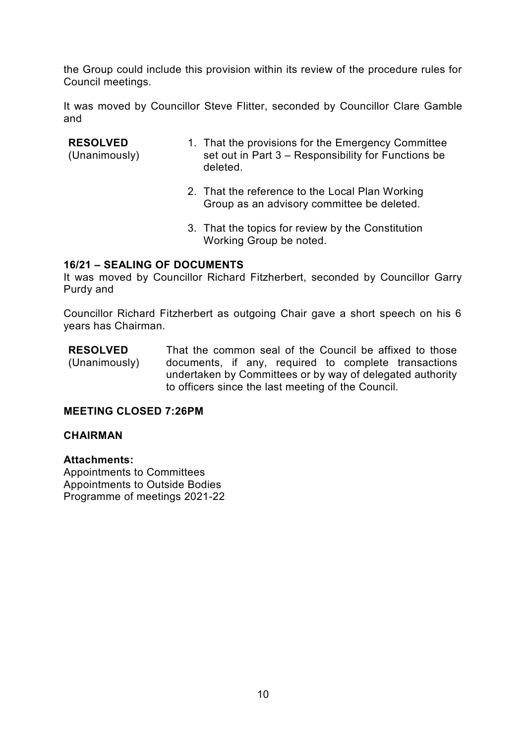the Group could include this provision within its review of the procedure rules for Council meetings.

It was moved by Councillor Steve Flitter, seconded by Councillor Clare Gamble and

**RESOLVED** (Unanimously)

1. That the provisions for the Emergency Committee set out in Part 3 – Responsibility for Functions be deleted.
2. That the reference to the Local Plan Working Group as an advisory committee be deleted.
3. That the topics for review by the Constitution Working Group be noted.

**16/21 – SEALING OF DOCUMENTS**

It was moved by Councillor Richard Fitzherbert, seconded by Councillor Garry Purdy and

Councillor Richard Fitzherbert as outgoing Chair gave a short speech on his 6 years has Chairman.

**RESOLVED** (Unanimously)

That the common seal of the Council be affixed to those documents, if any, required to complete transactions undertaken by Committees or by way of delegated authority to officers since the last meeting of the Council.

**MEETING CLOSED 7:26PM**

**CHAIRMAN**

**Attachments:**

Appointments to Committees
Appointments to Outside Bodies
Programme of meetings 2021-22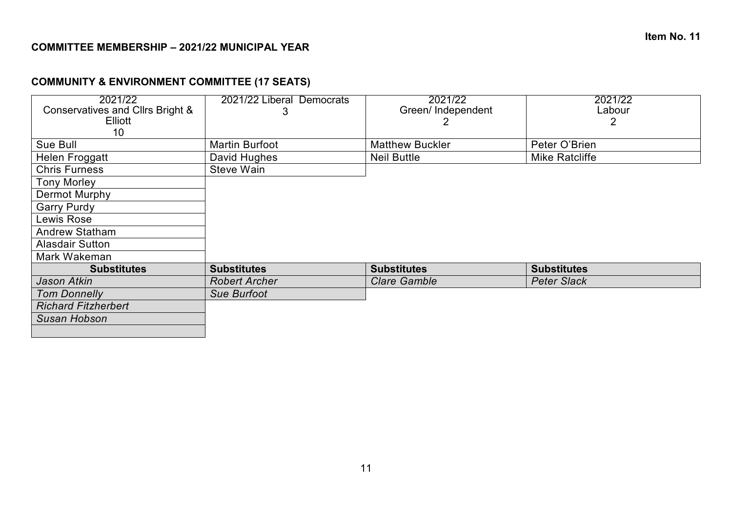**Item No. 11**

## COMMITTEE MEMBERSHIP – 2021/22 MUNICIPAL YEAR

### COMMUNITY & ENVIRONMENT COMMITTEE (17 SEATS)

| 2021/22 Conservatives and Cllrs Bright & Elliott 10 | 2021/22 Liberal Democrats 3 | 2021/22 Green/ Independent 2 | 2021/22 Labour 2 |
|---|---|---|---|
| Sue Bull | Martin Burfoot | Matthew Buckler | Peter O'Brien |
| Helen Froggatt | David Hughes | Neil Buttle | Mike Ratcliffe |
| Chris Furness | Steve Wain | | |
| Tony Morley | | | |
| Dermot Murphy | | | |
| Garry Purdy | | | |
| Lewis Rose | | | |
| Andrew Statham | | | |
| Alasdair Sutton | | | |
| Mark Wakeman | | | |
| **Substitutes** | **Substitutes** | **Substitutes** | **Substitutes** |
| *Jason Atkin* | *Robert Archer* | *Clare Gamble* | *Peter Slack* |
| *Tom Donnelly* | *Sue Burfoot* | | |
| *Richard Fitzherbert* | | | |
| *Susan Hobson* | | | |
| | | | |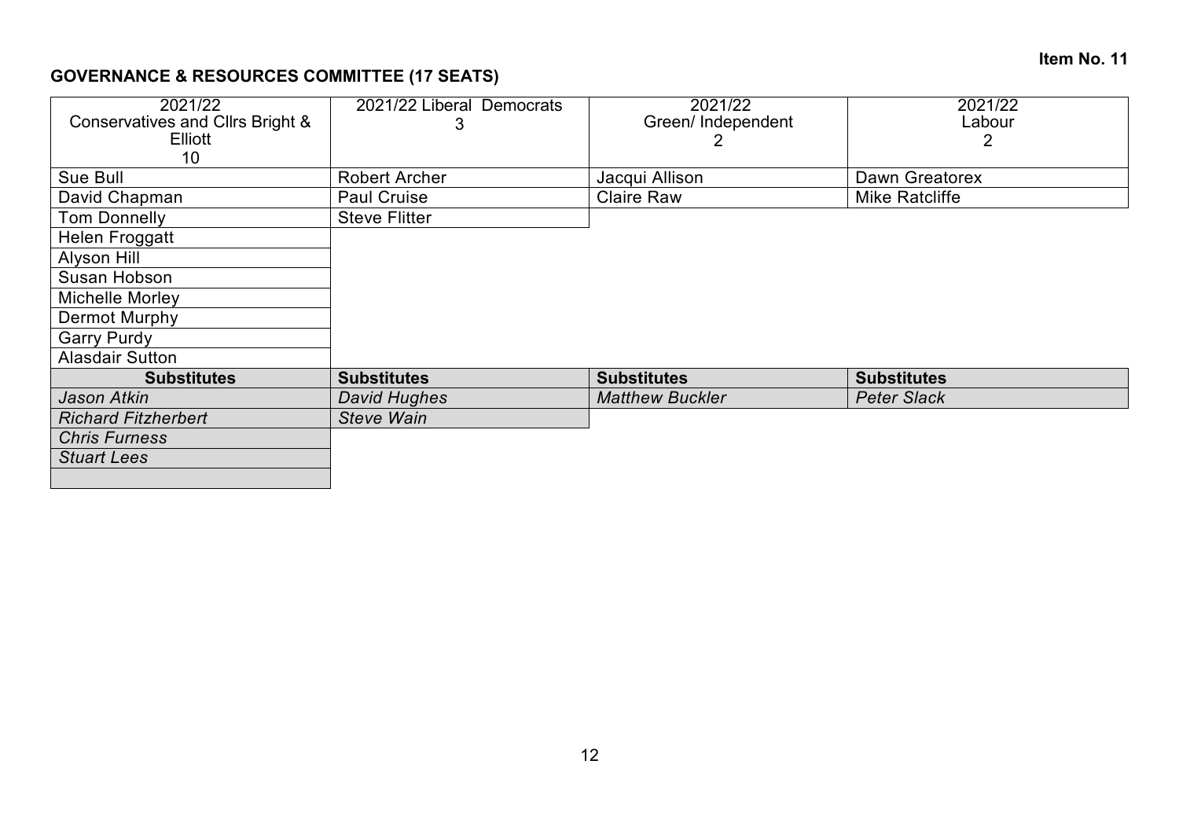**Item No. 11**

**GOVERNANCE & RESOURCES COMMITTEE (17 SEATS)**

| 2021/22 Conservatives and Cllrs Bright & Elliott 10 | 2021/22 Liberal Democrats 3 | 2021/22 Green/ Independent 2 | 2021/22 Labour 2 |
|---|---|---|---|
| Sue Bull | Robert Archer | Jacqui Allison | Dawn Greatorex |
| David Chapman | Paul Cruise | Claire Raw | Mike Ratcliffe |
| Tom Donnelly | Steve Flitter | | |
| Helen Froggatt | | | |
| Alyson Hill | | | |
| Susan Hobson | | | |
| Michelle Morley | | | |
| Dermot Murphy | | | |
| Garry Purdy | | | |
| Alasdair Sutton | | | |
| **Substitutes** | **Substitutes** | **Substitutes** | **Substitutes** |
| *Jason Atkin* | *David Hughes* | *Matthew Buckler* | *Peter Slack* |
| *Richard Fitzherbert* | *Steve Wain* | | |
| *Chris Furness* | | | |
| *Stuart Lees* | | | |
| | | | |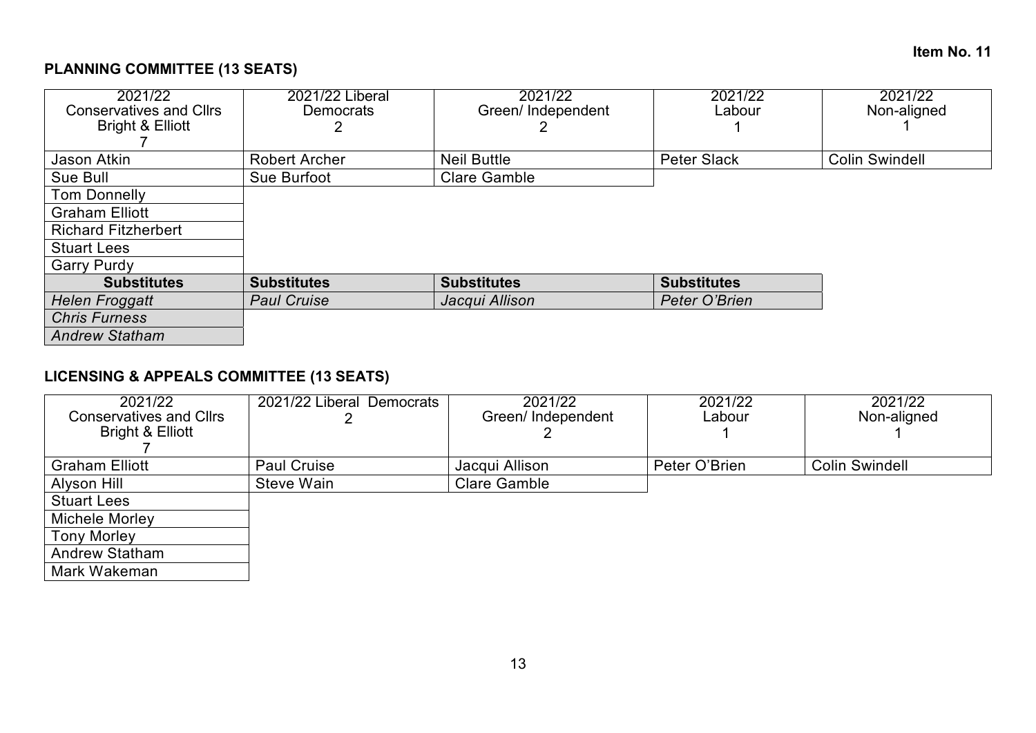**Item No. 11**

**PLANNING COMMITTEE (13 SEATS)**

| 2021/22 Conservatives and Cllrs Bright & Elliott 7 | 2021/22 Liberal Democrats 2 | 2021/22 Green/ Independent 2 | 2021/22 Labour 1 | 2021/22 Non-aligned 1 |
|---|---|---|---|---|
| Jason Atkin | Robert Archer | Neil Buttle | Peter Slack | Colin Swindell |
| Sue Bull | Sue Burfoot | Clare Gamble | | |
| Tom Donnelly | | | | |
| Graham Elliott | | | | |
| Richard Fitzherbert | | | | |
| Stuart Lees | | | | |
| Garry Purdy | | | | |
| **Substitutes** | **Substitutes** | **Substitutes** | **Substitutes** | |
| *Helen Froggatt* | *Paul Cruise* | *Jacqui Allison* | *Peter O'Brien* | |
| *Chris Furness* | | | | |
| *Andrew Statham* | | | | |

**LICENSING & APPEALS COMMITTEE (13 SEATS)**

| 2021/22 Conservatives and Cllrs Bright & Elliott 7 | 2021/22 Liberal Democrats 2 | 2021/22 Green/ Independent 2 | 2021/22 Labour 1 | 2021/22 Non-aligned 1 |
|---|---|---|---|---|
| Graham Elliott | Paul Cruise | Jacqui Allison | Peter O'Brien | Colin Swindell |
| Alyson Hill | Steve Wain | Clare Gamble | | |
| Stuart Lees | | | | |
| Michele Morley | | | | |
| Tony Morley | | | | |
| Andrew Statham | | | | |
| Mark Wakeman | | | | |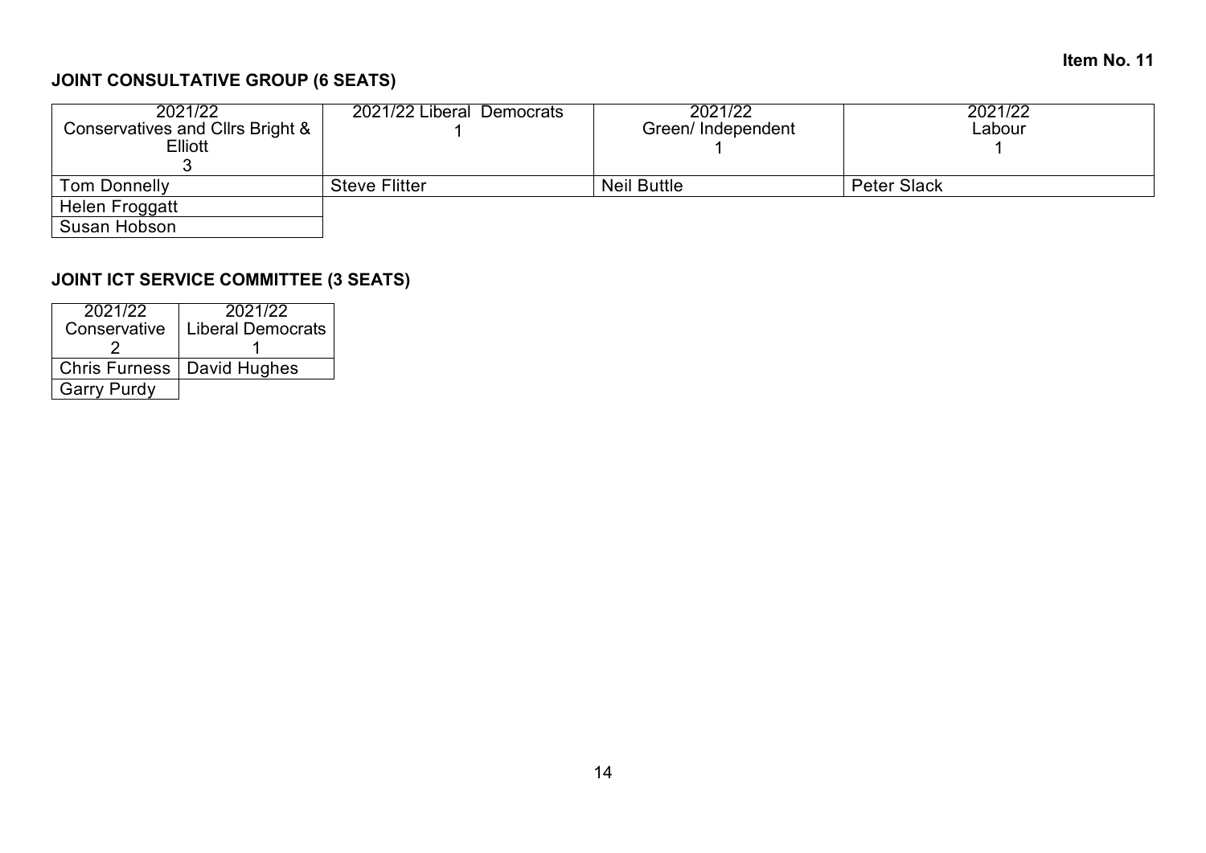**Item No. 11**

## JOINT CONSULTATIVE GROUP (6 SEATS)

| 2021/22 Conservatives and Cllrs Bright & Elliott 3 | 2021/22 Liberal Democrats 1 | 2021/22 Green/ Independent 1 | 2021/22 Labour 1 |
|---|---|---|---|
| Tom Donnelly | Steve Flitter | Neil Buttle | Peter Slack |
| Helen Froggatt | | | |
| Susan Hobson | | | |

## JOINT ICT SERVICE COMMITTEE (3 SEATS)

| 2021/22 Conservative 2 | 2021/22 Liberal Democrats 1 |
|---|---|
| Chris Furness | David Hughes |
| Garry Purdy | |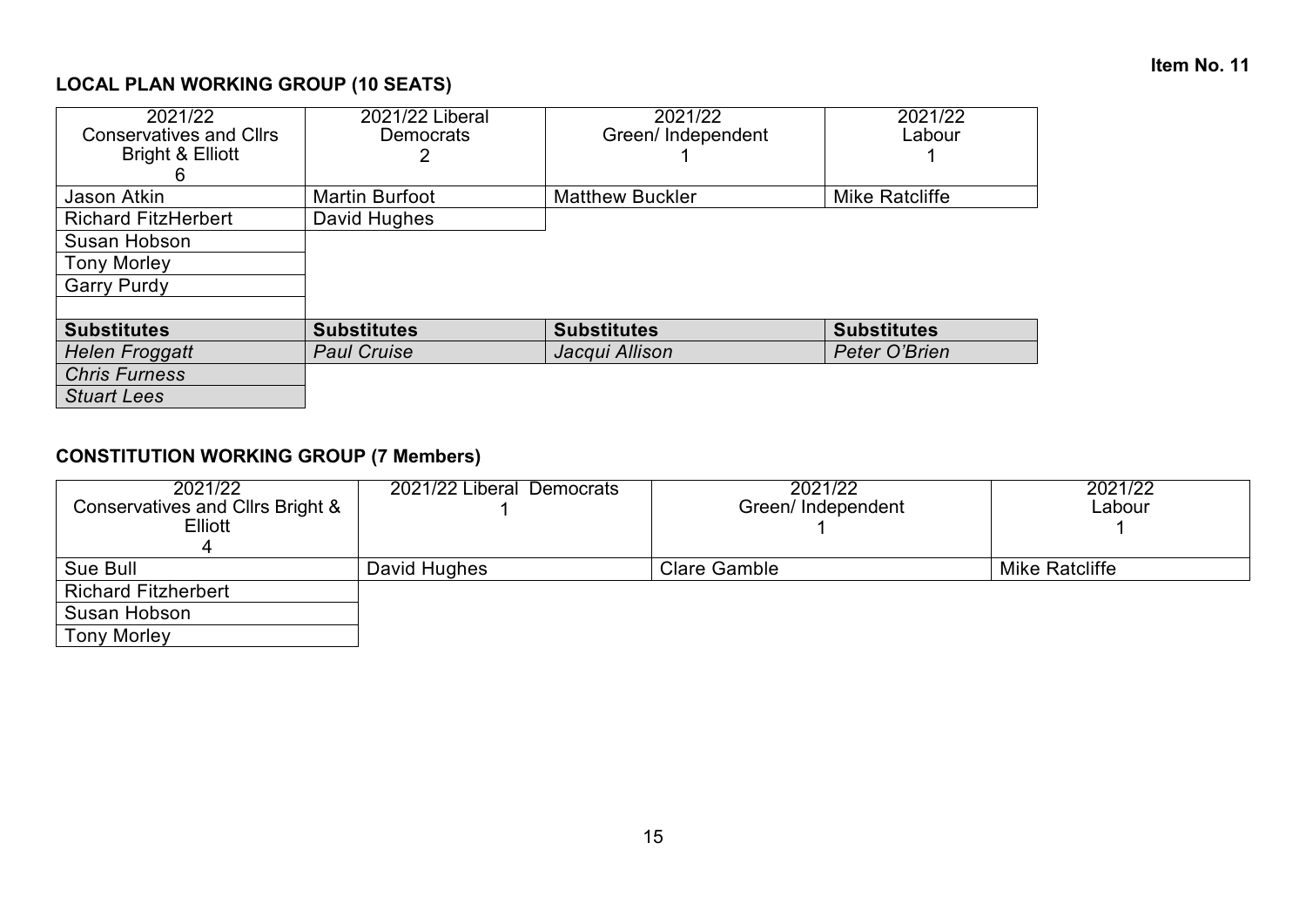Item No. 11

## LOCAL PLAN WORKING GROUP (10 SEATS)

| 2021/22 Conservatives and Cllrs Bright & Elliott 6 | 2021/22 Liberal Democrats 2 | 2021/22 Green/ Independent 1 | 2021/22 Labour 1 |
|---|---|---|---|
| Jason Atkin | Martin Burfoot | Matthew Buckler | Mike Ratcliffe |
| Richard FitzHerbert | David Hughes | | |
| Susan Hobson | | | |
| Tony Morley | | | |
| Garry Purdy | | | |
| | | | |
| **Substitutes** | **Substitutes** | **Substitutes** | **Substitutes** |
| *Helen Froggatt* | *Paul Cruise* | *Jacqui Allison* | *Peter O'Brien* |
| *Chris Furness* | | | |
| *Stuart Lees* | | | |

## CONSTITUTION WORKING GROUP (7 Members)

| 2021/22 Conservatives and Cllrs Bright & Elliott 4 | 2021/22 Liberal Democrats 1 | 2021/22 Green/ Independent 1 | 2021/22 Labour 1 |
|---|---|---|---|
| Sue Bull | David Hughes | Clare Gamble | Mike Ratcliffe |
| Richard Fitzherbert | | | |
| Susan Hobson | | | |
| Tony Morley | | | |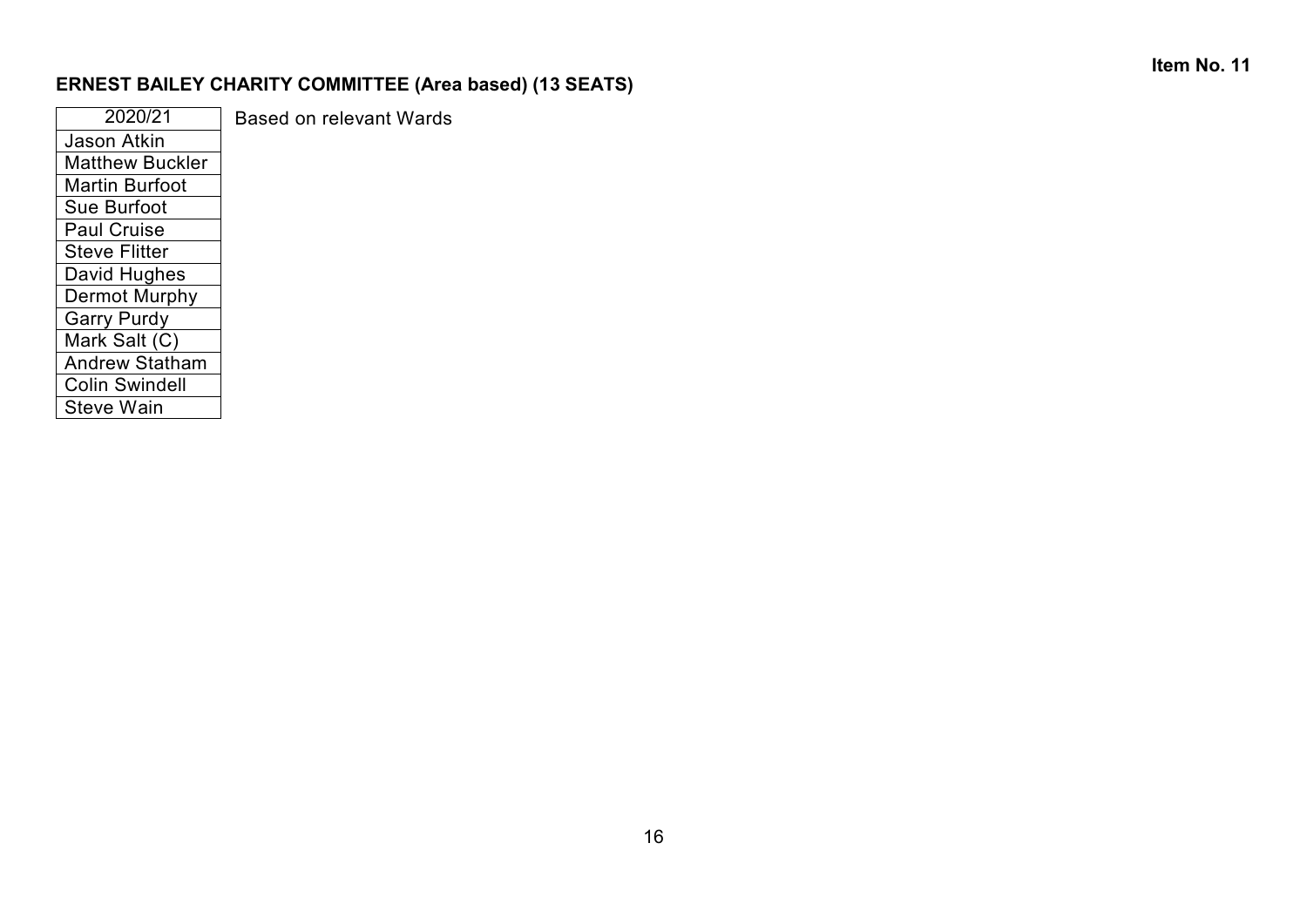Item No. 11

## ERNEST BAILEY CHARITY COMMITTEE (Area based) (13 SEATS)

| 2020/21 |
|---|
| Jason Atkin |
| Matthew Buckler |
| Martin Burfoot |
| Sue Burfoot |
| Paul Cruise |
| Steve Flitter |
| David Hughes |
| Dermot Murphy |
| Garry Purdy |
| Mark Salt (C) |
| Andrew Statham |
| Colin Swindell |
| Steve Wain |

Based on relevant Wards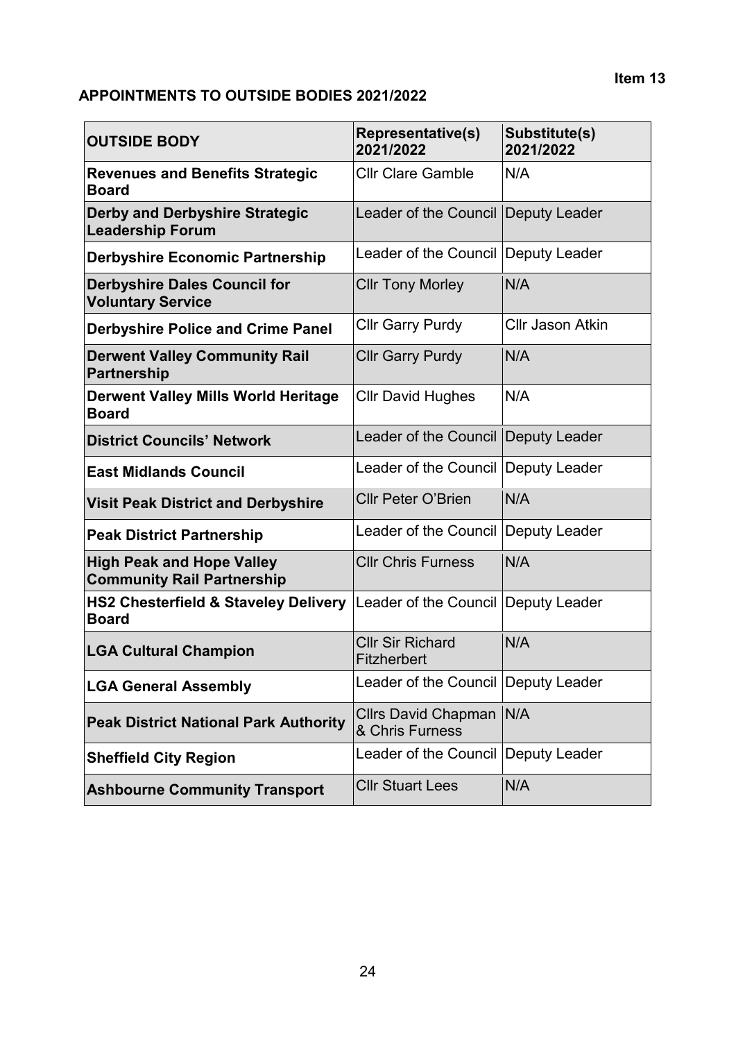Item 13

## APPOINTMENTS TO OUTSIDE BODIES 2021/2022

| OUTSIDE BODY | Representative(s) 2021/2022 | Substitute(s) 2021/2022 |
|---|---|---|
| **Revenues and Benefits Strategic Board** | Cllr Clare Gamble | N/A |
| **Derby and Derbyshire Strategic Leadership Forum** | Leader of the Council | Deputy Leader |
| **Derbyshire Economic Partnership** | Leader of the Council | Deputy Leader |
| **Derbyshire Dales Council for Voluntary Service** | Cllr Tony Morley | N/A |
| **Derbyshire Police and Crime Panel** | Cllr Garry Purdy | Cllr Jason Atkin |
| **Derwent Valley Community Rail Partnership** | Cllr Garry Purdy | N/A |
| **Derwent Valley Mills World Heritage Board** | Cllr David Hughes | N/A |
| **District Councils' Network** | Leader of the Council | Deputy Leader |
| **East Midlands Council** | Leader of the Council | Deputy Leader |
| **Visit Peak District and Derbyshire** | Cllr Peter O'Brien | N/A |
| **Peak District Partnership** | Leader of the Council | Deputy Leader |
| **High Peak and Hope Valley Community Rail Partnership** | Cllr Chris Furness | N/A |
| **HS2 Chesterfield & Staveley Delivery Board** | Leader of the Council | Deputy Leader |
| **LGA Cultural Champion** | Cllr Sir Richard Fitzherbert | N/A |
| **LGA General Assembly** | Leader of the Council | Deputy Leader |
| **Peak District National Park Authority** | Cllrs David Chapman & Chris Furness | N/A |
| **Sheffield City Region** | Leader of the Council | Deputy Leader |
| **Ashbourne Community Transport** | Cllr Stuart Lees | N/A |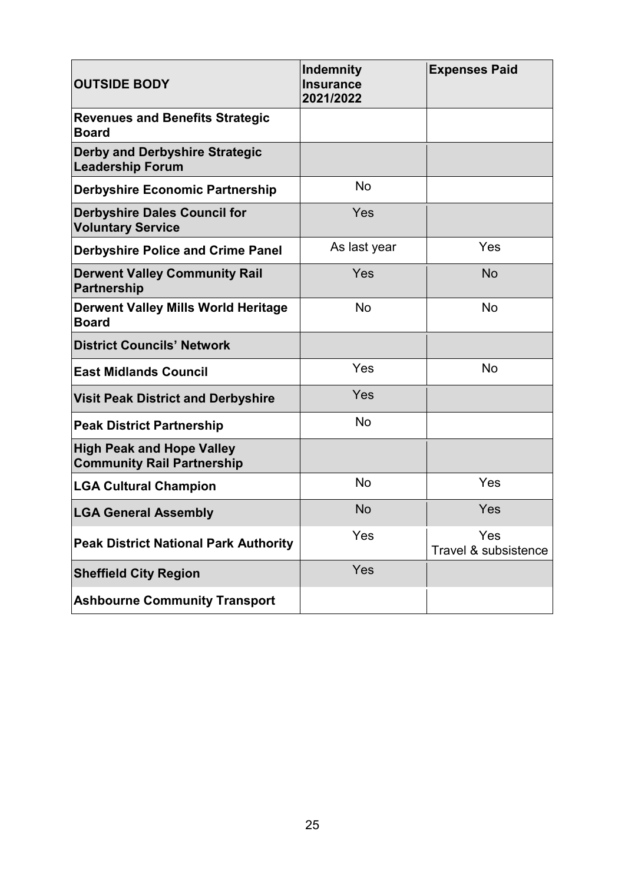| **OUTSIDE BODY** | **Indemnity Insurance 2021/2022** | **Expenses Paid** |
|---|---|---|
| **Revenues and Benefits Strategic Board** | | |
| **Derby and Derbyshire Strategic Leadership Forum** | | |
| **Derbyshire Economic Partnership** | No | |
| **Derbyshire Dales Council for Voluntary Service** | Yes | |
| **Derbyshire Police and Crime Panel** | As last year | Yes |
| **Derwent Valley Community Rail Partnership** | Yes | No |
| **Derwent Valley Mills World Heritage Board** | No | No |
| **District Councils' Network** | | |
| **East Midlands Council** | Yes | No |
| **Visit Peak District and Derbyshire** | Yes | |
| **Peak District Partnership** | No | |
| **High Peak and Hope Valley Community Rail Partnership** | | |
| **LGA Cultural Champion** | No | Yes |
| **LGA General Assembly** | No | Yes |
| **Peak District National Park Authority** | Yes | Yes<br>Travel & subsistence |
| **Sheffield City Region** | Yes | |
| **Ashbourne Community Transport** | | |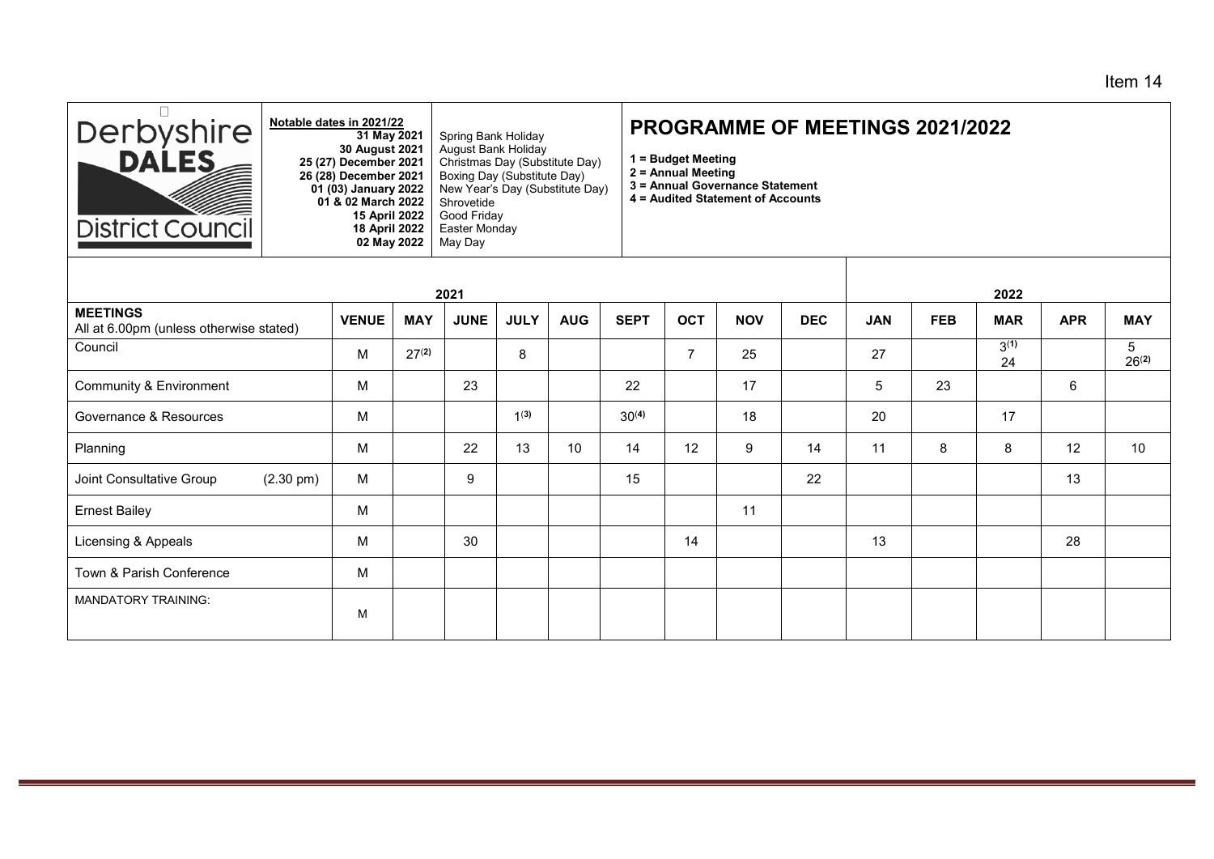Item 14

Derbyshire DALES District Council

**Notable dates in 2021/22**

| | |
|---|---|
| **31 May 2021** | Spring Bank Holiday |
| **30 August 2021** | August Bank Holiday |
| **25 (27) December 2021** | Christmas Day (Substitute Day) |
| **26 (28) December 2021** | Boxing Day (Substitute Day) |
| **01 (03) January 2022** | New Year's Day (Substitute Day) |
| **01 & 02 March 2022** | Shrovetide |
| **15 April 2022** | Good Friday |
| **18 April 2022** | Easter Monday |
| **02 May 2022** | May Day |

# PROGRAMME OF MEETINGS 2021/2022

**1 = Budget Meeting**
**2 = Annual Meeting**
**3 = Annual Governance Statement**
**4 = Audited Statement of Accounts**

| | | 2021 | | | | | | | | 2022 | | | | |
|---|---|---|---|---|---|---|---|---|---|---|---|---|---|---|
| **MEETINGS** All at 6.00pm (unless otherwise stated) | **VENUE** | **MAY** | **JUNE** | **JULY** | **AUG** | **SEPT** | **OCT** | **NOV** | **DEC** | **JAN** | **FEB** | **MAR** | **APR** | **MAY** |
| Council | M | 27**(2)** | | 8 | | | 7 | 25 | | 27 | | 3**(1)** 24 | | 5 26**(2)** |
| Community & Environment | M | | 23 | | | 22 | | 17 | | 5 | 23 | | 6 | |
| Governance & Resources | M | | | 1**(3)** | | 30**(4)** | | 18 | | 20 | | 17 | | |
| Planning | M | | 22 | 13 | 10 | 14 | 12 | 9 | 14 | 11 | 8 | 8 | 12 | 10 |
| Joint Consultative Group (2.30 pm) | M | | 9 | | | 15 | | | 22 | | | | 13 | |
| Ernest Bailey | M | | | | | | | 11 | | | | | | |
| Licensing & Appeals | M | | 30 | | | | 14 | | | 13 | | | 28 | |
| Town & Parish Conference | M | | | | | | | | | | | | | |
| MANDATORY TRAINING: | M | | | | | | | | | | | | | |